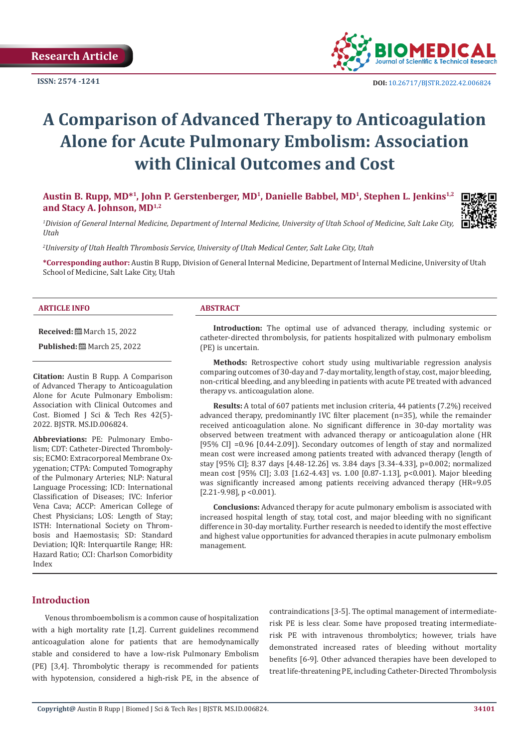Research Article

ISSN: 2574 -1241

DOI: 10.26717/BJSTR.2022.42.006824

# A Comparison of Advanced Therapy to Anticoagulation Alone for Acute Pulmonary Embolism: Association with Clinical Outcomes and Cost

**Austin B. Rupp, MD*[1], John P. Gerstenberger, MD[1], Danielle Babbel, MD[1], Stephen L. Jenkins[1,2] and Stacy A. Johnson, MD[1,2]**

[1]*Division of General Internal Medicine, Department of Internal Medicine, University of Utah School of Medicine, Salt Lake City, Utah*

[2]*University of Utah Health Thrombosis Service, University of Utah Medical Center, Salt Lake City, Utah*

**\*Corresponding author:** Austin B Rupp, Division of General Internal Medicine, Department of Internal Medicine, University of Utah School of Medicine, Salt Lake City, Utah

## ARTICLE INFO

**Received:** March 15, 2022

**Published:** March 25, 2022

**Citation:** Austin B Rupp. A Comparison of Advanced Therapy to Anticoagulation Alone for Acute Pulmonary Embolism: Association with Clinical Outcomes and Cost. Biomed J Sci & Tech Res 42(5)-2022. BJSTR. MS.ID.006824.

**Abbreviations:** PE: Pulmonary Embolism; CDT: Catheter-Directed Thrombolysis; ECMO: Extracorporeal Membrane Oxygenation; CTPA: Computed Tomography of the Pulmonary Arteries; NLP: Natural Language Processing; ICD: International Classification of Diseases; IVC: Inferior Vena Cava; ACCP: American College of Chest Physicians; LOS: Length of Stay; ISTH: International Society on Thrombosis and Haemostasis; SD: Standard Deviation; IQR: Interquartile Range; HR: Hazard Ratio; CCI: Charlson Comorbidity Index

## ABSTRACT

**Introduction:** The optimal use of advanced therapy, including systemic or catheter-directed thrombolysis, for patients hospitalized with pulmonary embolism (PE) is uncertain.

**Methods:** Retrospective cohort study using multivariable regression analysis comparing outcomes of 30-day and 7-day mortality, length of stay, cost, major bleeding, non-critical bleeding, and any bleeding in patients with acute PE treated with advanced therapy vs. anticoagulation alone.

**Results:** A total of 607 patients met inclusion criteria, 44 patients (7.2%) received advanced therapy, predominantly IVC filter placement (n=35), while the remainder received anticoagulation alone. No significant difference in 30-day mortality was observed between treatment with advanced therapy or anticoagulation alone (HR [95% CI] =0.96 [0.44-2.09]). Secondary outcomes of length of stay and normalized mean cost were increased among patients treated with advanced therapy (length of stay [95% CI]; 8.37 days [4.48-12.26] vs. 3.84 days [3.34-4.33], p=0.002; normalized mean cost [95% CI]; 3.03 [1.62-4.43] vs. 1.00 [0.87-1.13], p<0.001). Major bleeding was significantly increased among patients receiving advanced therapy (HR=9.05 [2.21-9.98], p <0.001).

**Conclusions:** Advanced therapy for acute pulmonary embolism is associated with increased hospital length of stay, total cost, and major bleeding with no significant difference in 30-day mortality. Further research is needed to identify the most effective and highest value opportunities for advanced therapies in acute pulmonary embolism management.

## Introduction

Venous thromboembolism is a common cause of hospitalization with a high mortality rate [1,2]. Current guidelines recommend anticoagulation alone for patients that are hemodynamically stable and considered to have a low-risk Pulmonary Embolism (PE) [3,4]. Thrombolytic therapy is recommended for patients with hypotension, considered a high-risk PE, in the absence of contraindications [3-5]. The optimal management of intermediate-risk PE is less clear. Some have proposed treating intermediate-risk PE with intravenous thrombolytics; however, trials have demonstrated increased rates of bleeding without mortality benefits [6-9]. Other advanced therapies have been developed to treat life-threatening PE, including Catheter-Directed Thrombolysis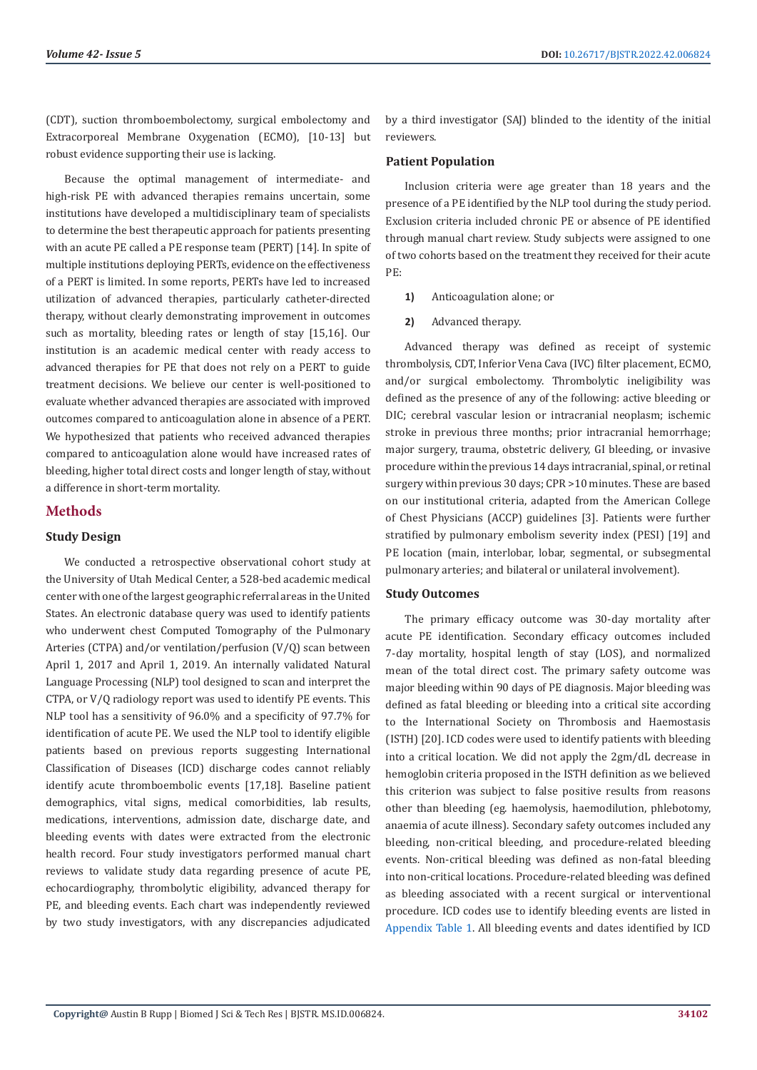(CDT), suction thromboembolectomy, surgical embolectomy and Extracorporeal Membrane Oxygenation (ECMO), [10-13] but robust evidence supporting their use is lacking.

Because the optimal management of intermediate- and high-risk PE with advanced therapies remains uncertain, some institutions have developed a multidisciplinary team of specialists to determine the best therapeutic approach for patients presenting with an acute PE called a PE response team (PERT) [14]. In spite of multiple institutions deploying PERTs, evidence on the effectiveness of a PERT is limited. In some reports, PERTs have led to increased utilization of advanced therapies, particularly catheter-directed therapy, without clearly demonstrating improvement in outcomes such as mortality, bleeding rates or length of stay [15,16]. Our institution is an academic medical center with ready access to advanced therapies for PE that does not rely on a PERT to guide treatment decisions. We believe our center is well-positioned to evaluate whether advanced therapies are associated with improved outcomes compared to anticoagulation alone in absence of a PERT. We hypothesized that patients who received advanced therapies compared to anticoagulation alone would have increased rates of bleeding, higher total direct costs and longer length of stay, without a difference in short-term mortality.

## Methods

### Study Design

We conducted a retrospective observational cohort study at the University of Utah Medical Center, a 528-bed academic medical center with one of the largest geographic referral areas in the United States. An electronic database query was used to identify patients who underwent chest Computed Tomography of the Pulmonary Arteries (CTPA) and/or ventilation/perfusion (V/Q) scan between April 1, 2017 and April 1, 2019. An internally validated Natural Language Processing (NLP) tool designed to scan and interpret the CTPA, or V/Q radiology report was used to identify PE events. This NLP tool has a sensitivity of 96.0% and a specificity of 97.7% for identification of acute PE. We used the NLP tool to identify eligible patients based on previous reports suggesting International Classification of Diseases (ICD) discharge codes cannot reliably identify acute thromboembolic events [17,18]. Baseline patient demographics, vital signs, medical comorbidities, lab results, medications, interventions, admission date, discharge date, and bleeding events with dates were extracted from the electronic health record. Four study investigators performed manual chart reviews to validate study data regarding presence of acute PE, echocardiography, thrombolytic eligibility, advanced therapy for PE, and bleeding events. Each chart was independently reviewed by two study investigators, with any discrepancies adjudicated by a third investigator (SAJ) blinded to the identity of the initial reviewers.

### Patient Population

Inclusion criteria were age greater than 18 years and the presence of a PE identified by the NLP tool during the study period. Exclusion criteria included chronic PE or absence of PE identified through manual chart review. Study subjects were assigned to one of two cohorts based on the treatment they received for their acute PE:

1) Anticoagulation alone; or
2) Advanced therapy.

Advanced therapy was defined as receipt of systemic thrombolysis, CDT, Inferior Vena Cava (IVC) filter placement, ECMO, and/or surgical embolectomy. Thrombolytic ineligibility was defined as the presence of any of the following: active bleeding or DIC; cerebral vascular lesion or intracranial neoplasm; ischemic stroke in previous three months; prior intracranial hemorrhage; major surgery, trauma, obstetric delivery, GI bleeding, or invasive procedure within the previous 14 days intracranial, spinal, or retinal surgery within previous 30 days; CPR >10 minutes. These are based on our institutional criteria, adapted from the American College of Chest Physicians (ACCP) guidelines [3]. Patients were further stratified by pulmonary embolism severity index (PESI) [19] and PE location (main, interlobar, lobar, segmental, or subsegmental pulmonary arteries; and bilateral or unilateral involvement).

### Study Outcomes

The primary efficacy outcome was 30-day mortality after acute PE identification. Secondary efficacy outcomes included 7-day mortality, hospital length of stay (LOS), and normalized mean of the total direct cost. The primary safety outcome was major bleeding within 90 days of PE diagnosis. Major bleeding was defined as fatal bleeding or bleeding into a critical site according to the International Society on Thrombosis and Haemostasis (ISTH) [20]. ICD codes were used to identify patients with bleeding into a critical location. We did not apply the 2gm/dL decrease in hemoglobin criteria proposed in the ISTH definition as we believed this criterion was subject to false positive results from reasons other than bleeding (eg. haemolysis, haemodilution, phlebotomy, anaemia of acute illness). Secondary safety outcomes included any bleeding, non-critical bleeding, and procedure-related bleeding events. Non-critical bleeding was defined as non-fatal bleeding into non-critical locations. Procedure-related bleeding was defined as bleeding associated with a recent surgical or interventional procedure. ICD codes use to identify bleeding events are listed in Appendix Table 1. All bleeding events and dates identified by ICD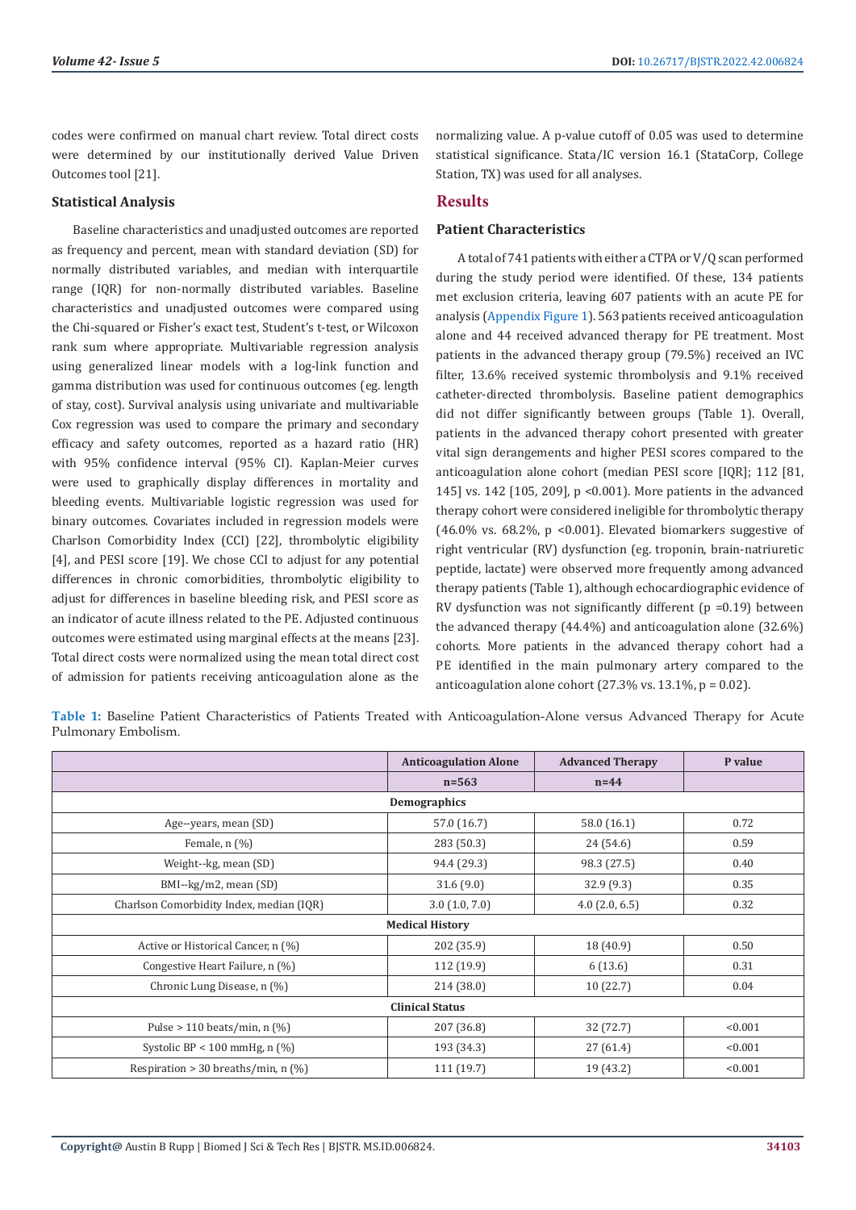codes were confirmed on manual chart review. Total direct costs were determined by our institutionally derived Value Driven Outcomes tool [21].

### Statistical Analysis

Baseline characteristics and unadjusted outcomes are reported as frequency and percent, mean with standard deviation (SD) for normally distributed variables, and median with interquartile range (IQR) for non-normally distributed variables. Baseline characteristics and unadjusted outcomes were compared using the Chi-squared or Fisher's exact test, Student's t-test, or Wilcoxon rank sum where appropriate. Multivariable regression analysis using generalized linear models with a log-link function and gamma distribution was used for continuous outcomes (eg. length of stay, cost). Survival analysis using univariate and multivariable Cox regression was used to compare the primary and secondary efficacy and safety outcomes, reported as a hazard ratio (HR) with 95% confidence interval (95% CI). Kaplan-Meier curves were used to graphically display differences in mortality and bleeding events. Multivariable logistic regression was used for binary outcomes. Covariates included in regression models were Charlson Comorbidity Index (CCI) [22], thrombolytic eligibility [4], and PESI score [19]. We chose CCI to adjust for any potential differences in chronic comorbidities, thrombolytic eligibility to adjust for differences in baseline bleeding risk, and PESI score as an indicator of acute illness related to the PE. Adjusted continuous outcomes were estimated using marginal effects at the means [23]. Total direct costs were normalized using the mean total direct cost of admission for patients receiving anticoagulation alone as the normalizing value. A p-value cutoff of 0.05 was used to determine statistical significance. Stata/IC version 16.1 (StataCorp, College Station, TX) was used for all analyses.

## Results

### Patient Characteristics

A total of 741 patients with either a CTPA or V/Q scan performed during the study period were identified. Of these, 134 patients met exclusion criteria, leaving 607 patients with an acute PE for analysis (Appendix Figure 1). 563 patients received anticoagulation alone and 44 received advanced therapy for PE treatment. Most patients in the advanced therapy group (79.5%) received an IVC filter, 13.6% received systemic thrombolysis and 9.1% received catheter-directed thrombolysis. Baseline patient demographics did not differ significantly between groups (Table 1). Overall, patients in the advanced therapy cohort presented with greater vital sign derangements and higher PESI scores compared to the anticoagulation alone cohort (median PESI score [IQR]; 112 [81, 145] vs. 142 [105, 209], p <0.001). More patients in the advanced therapy cohort were considered ineligible for thrombolytic therapy (46.0% vs. 68.2%, p <0.001). Elevated biomarkers suggestive of right ventricular (RV) dysfunction (eg. troponin, brain-natriuretic peptide, lactate) were observed more frequently among advanced therapy patients (Table 1), although echocardiographic evidence of RV dysfunction was not significantly different (p =0.19) between the advanced therapy (44.4%) and anticoagulation alone (32.6%) cohorts. More patients in the advanced therapy cohort had a PE identified in the main pulmonary artery compared to the anticoagulation alone cohort (27.3% vs. 13.1%, p = 0.02).

**Table 1:** Baseline Patient Characteristics of Patients Treated with Anticoagulation-Alone versus Advanced Therapy for Acute Pulmonary Embolism.

| | Anticoagulation Alone | Advanced Therapy | P value |
|---|---|---|---|
| | n=563 | n=44 | |
| **Demographics** | | | |
| Age--years, mean (SD) | 57.0 (16.7) | 58.0 (16.1) | 0.72 |
| Female, n (%) | 283 (50.3) | 24 (54.6) | 0.59 |
| Weight--kg, mean (SD) | 94.4 (29.3) | 98.3 (27.5) | 0.40 |
| BMI--kg/m2, mean (SD) | 31.6 (9.0) | 32.9 (9.3) | 0.35 |
| Charlson Comorbidity Index, median (IQR) | 3.0 (1.0, 7.0) | 4.0 (2.0, 6.5) | 0.32 |
| **Medical History** | | | |
| Active or Historical Cancer, n (%) | 202 (35.9) | 18 (40.9) | 0.50 |
| Congestive Heart Failure, n (%) | 112 (19.9) | 6 (13.6) | 0.31 |
| Chronic Lung Disease, n (%) | 214 (38.0) | 10 (22.7) | 0.04 |
| **Clinical Status** | | | |
| Pulse > 110 beats/min, n (%) | 207 (36.8) | 32 (72.7) | <0.001 |
| Systolic BP < 100 mmHg, n (%) | 193 (34.3) | 27 (61.4) | <0.001 |
| Respiration > 30 breaths/min, n (%) | 111 (19.7) | 19 (43.2) | <0.001 |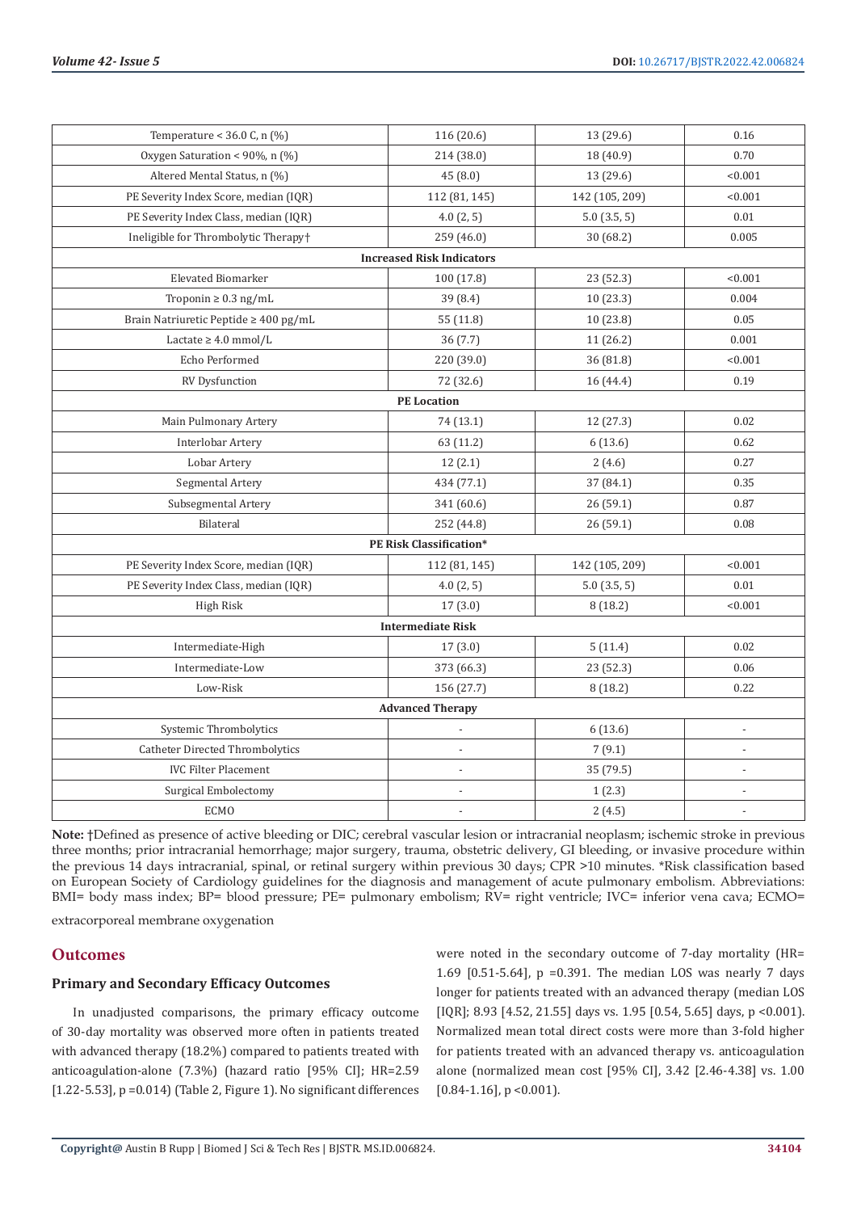| | | | |
|---|---|---|---|
| Temperature < 36.0 C, n (%) | 116 (20.6) | 13 (29.6) | 0.16 |
| Oxygen Saturation < 90%, n (%) | 214 (38.0) | 18 (40.9) | 0.70 |
| Altered Mental Status, n (%) | 45 (8.0) | 13 (29.6) | <0.001 |
| PE Severity Index Score, median (IQR) | 112 (81, 145) | 142 (105, 209) | <0.001 |
| PE Severity Index Class, median (IQR) | 4.0 (2, 5) | 5.0 (3.5, 5) | 0.01 |
| Ineligible for Thrombolytic Therapy† | 259 (46.0) | 30 (68.2) | 0.005 |
| **Increased Risk Indicators** | | | |
| Elevated Biomarker | 100 (17.8) | 23 (52.3) | <0.001 |
| Troponin ≥ 0.3 ng/mL | 39 (8.4) | 10 (23.3) | 0.004 |
| Brain Natriuretic Peptide ≥ 400 pg/mL | 55 (11.8) | 10 (23.8) | 0.05 |
| Lactate ≥ 4.0 mmol/L | 36 (7.7) | 11 (26.2) | 0.001 |
| Echo Performed | 220 (39.0) | 36 (81.8) | <0.001 |
| RV Dysfunction | 72 (32.6) | 16 (44.4) | 0.19 |
| **PE Location** | | | |
| Main Pulmonary Artery | 74 (13.1) | 12 (27.3) | 0.02 |
| Interlobar Artery | 63 (11.2) | 6 (13.6) | 0.62 |
| Lobar Artery | 12 (2.1) | 2 (4.6) | 0.27 |
| Segmental Artery | 434 (77.1) | 37 (84.1) | 0.35 |
| Subsegmental Artery | 341 (60.6) | 26 (59.1) | 0.87 |
| Bilateral | 252 (44.8) | 26 (59.1) | 0.08 |
| **PE Risk Classification*** | | | |
| PE Severity Index Score, median (IQR) | 112 (81, 145) | 142 (105, 209) | <0.001 |
| PE Severity Index Class, median (IQR) | 4.0 (2, 5) | 5.0 (3.5, 5) | 0.01 |
| High Risk | 17 (3.0) | 8 (18.2) | <0.001 |
| **Intermediate Risk** | | | |
| Intermediate-High | 17 (3.0) | 5 (11.4) | 0.02 |
| Intermediate-Low | 373 (66.3) | 23 (52.3) | 0.06 |
| Low-Risk | 156 (27.7) | 8 (18.2) | 0.22 |
| **Advanced Therapy** | | | |
| Systemic Thrombolytics | - | 6 (13.6) | - |
| Catheter Directed Thrombolytics | - | 7 (9.1) | - |
| IVC Filter Placement | - | 35 (79.5) | - |
| Surgical Embolectomy | - | 1 (2.3) | - |
| ECMO | - | 2 (4.5) | - |

**Note:** †Defined as presence of active bleeding or DIC; cerebral vascular lesion or intracranial neoplasm; ischemic stroke in previous three months; prior intracranial hemorrhage; major surgery, trauma, obstetric delivery, GI bleeding, or invasive procedure within the previous 14 days intracranial, spinal, or retinal surgery within previous 30 days; CPR >10 minutes. *Risk classification based on European Society of Cardiology guidelines for the diagnosis and management of acute pulmonary embolism. Abbreviations: BMI= body mass index; BP= blood pressure; PE= pulmonary embolism; RV= right ventricle; IVC= inferior vena cava; ECMO= extracorporeal membrane oxygenation

## Outcomes

### Primary and Secondary Efficacy Outcomes

In unadjusted comparisons, the primary efficacy outcome of 30-day mortality was observed more often in patients treated with advanced therapy (18.2%) compared to patients treated with anticoagulation-alone (7.3%) (hazard ratio [95% CI]; HR=2.59 [1.22-5.53], p =0.014) (Table 2, Figure 1). No significant differences were noted in the secondary outcome of 7-day mortality (HR= 1.69 [0.51-5.64], p =0.391. The median LOS was nearly 7 days longer for patients treated with an advanced therapy (median LOS [IQR]; 8.93 [4.52, 21.55] days vs. 1.95 [0.54, 5.65] days, p <0.001). Normalized mean total direct costs were more than 3-fold higher for patients treated with an advanced therapy vs. anticoagulation alone (normalized mean cost [95% CI], 3.42 [2.46-4.38] vs. 1.00 [0.84-1.16], p <0.001).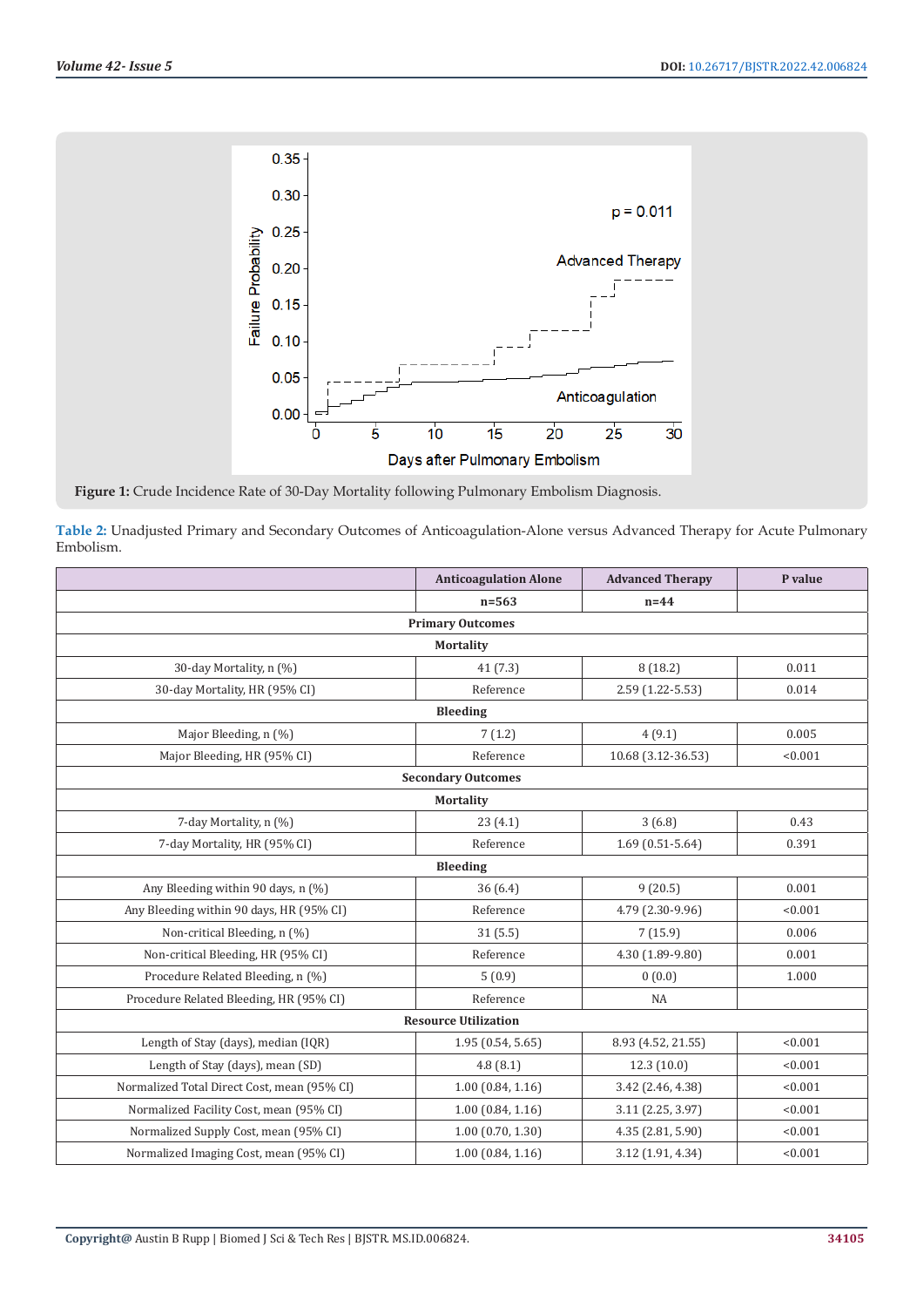**Figure 1:** Crude Incidence Rate of 30-Day Mortality following Pulmonary Embolism Diagnosis.

**Table 2:** Unadjusted Primary and Secondary Outcomes of Anticoagulation-Alone versus Advanced Therapy for Acute Pulmonary Embolism.

| | Anticoagulation Alone | Advanced Therapy | P value |
|---|---|---|---|
| | n=563 | n=44 | |
| **Primary Outcomes** | | | |
| **Mortality** | | | |
| 30-day Mortality, n (%) | 41 (7.3) | 8 (18.2) | 0.011 |
| 30-day Mortality, HR (95% CI) | Reference | 2.59 (1.22-5.53) | 0.014 |
| **Bleeding** | | | |
| Major Bleeding, n (%) | 7 (1.2) | 4 (9.1) | 0.005 |
| Major Bleeding, HR (95% CI) | Reference | 10.68 (3.12-36.53) | <0.001 |
| **Secondary Outcomes** | | | |
| **Mortality** | | | |
| 7-day Mortality, n (%) | 23 (4.1) | 3 (6.8) | 0.43 |
| 7-day Mortality, HR (95% CI) | Reference | 1.69 (0.51-5.64) | 0.391 |
| **Bleeding** | | | |
| Any Bleeding within 90 days, n (%) | 36 (6.4) | 9 (20.5) | 0.001 |
| Any Bleeding within 90 days, HR (95% CI) | Reference | 4.79 (2.30-9.96) | <0.001 |
| Non-critical Bleeding, n (%) | 31 (5.5) | 7 (15.9) | 0.006 |
| Non-critical Bleeding, HR (95% CI) | Reference | 4.30 (1.89-9.80) | 0.001 |
| Procedure Related Bleeding, n (%) | 5 (0.9) | 0 (0.0) | 1.000 |
| Procedure Related Bleeding, HR (95% CI) | Reference | NA | |
| **Resource Utilization** | | | |
| Length of Stay (days), median (IQR) | 1.95 (0.54, 5.65) | 8.93 (4.52, 21.55) | <0.001 |
| Length of Stay (days), mean (SD) | 4.8 (8.1) | 12.3 (10.0) | <0.001 |
| Normalized Total Direct Cost, mean (95% CI) | 1.00 (0.84, 1.16) | 3.42 (2.46, 4.38) | <0.001 |
| Normalized Facility Cost, mean (95% CI) | 1.00 (0.84, 1.16) | 3.11 (2.25, 3.97) | <0.001 |
| Normalized Supply Cost, mean (95% CI) | 1.00 (0.70, 1.30) | 4.35 (2.81, 5.90) | <0.001 |
| Normalized Imaging Cost, mean (95% CI) | 1.00 (0.84, 1.16) | 3.12 (1.91, 4.34) | <0.001 |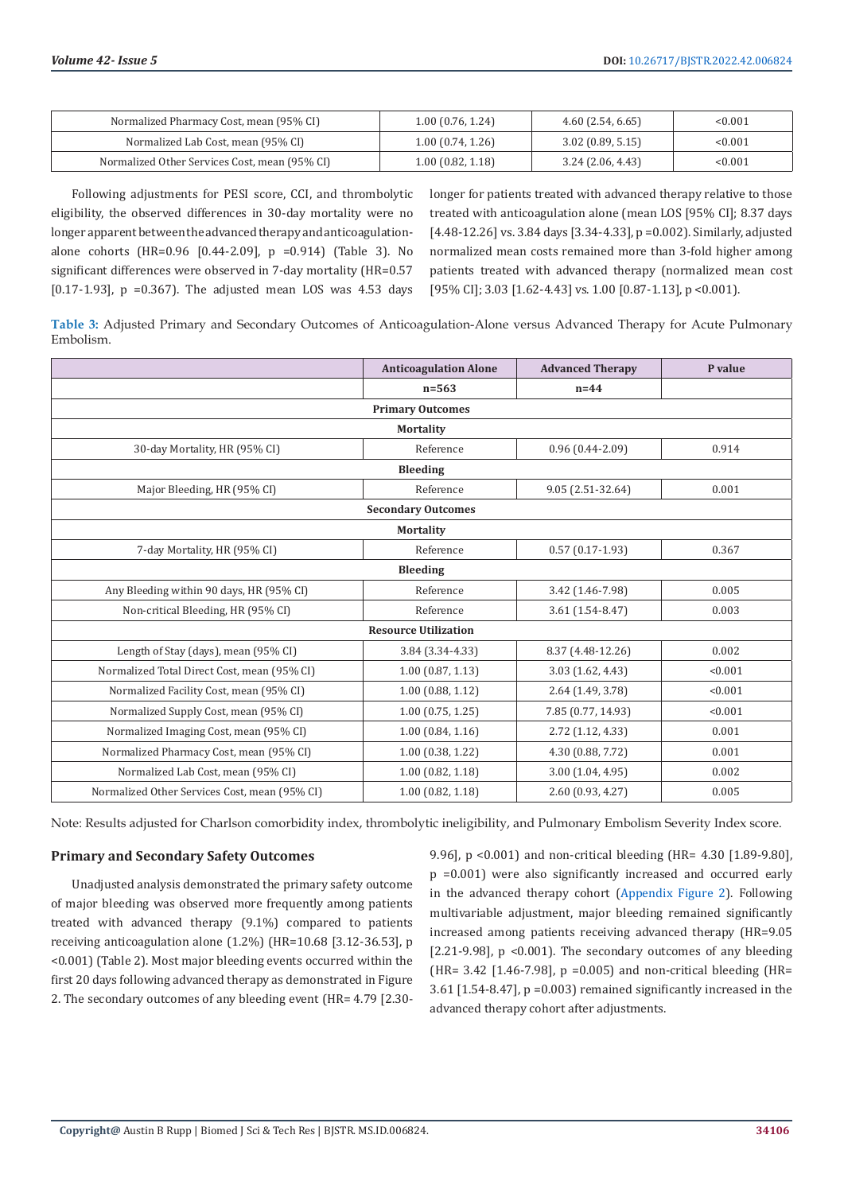| | | | |
|---|---|---|---|
| Normalized Pharmacy Cost, mean (95% CI) | 1.00 (0.76, 1.24) | 4.60 (2.54, 6.65) | <0.001 |
| Normalized Lab Cost, mean (95% CI) | 1.00 (0.74, 1.26) | 3.02 (0.89, 5.15) | <0.001 |
| Normalized Other Services Cost, mean (95% CI) | 1.00 (0.82, 1.18) | 3.24 (2.06, 4.43) | <0.001 |

Following adjustments for PESI score, CCI, and thrombolytic eligibility, the observed differences in 30-day mortality were no longer apparent between the advanced therapy and anticoagulation-alone cohorts (HR=0.96 [0.44-2.09], p =0.914) (Table 3). No significant differences were observed in 7-day mortality (HR=0.57 [0.17-1.93], p =0.367). The adjusted mean LOS was 4.53 days longer for patients treated with advanced therapy relative to those treated with anticoagulation alone (mean LOS [95% CI]; 8.37 days [4.48-12.26] vs. 3.84 days [3.34-4.33], p =0.002). Similarly, adjusted normalized mean costs remained more than 3-fold higher among patients treated with advanced therapy (normalized mean cost [95% CI]; 3.03 [1.62-4.43] vs. 1.00 [0.87-1.13], p <0.001).

**Table 3:** Adjusted Primary and Secondary Outcomes of Anticoagulation-Alone versus Advanced Therapy for Acute Pulmonary Embolism.

| | Anticoagulation Alone | Advanced Therapy | P value |
|---|---|---|---|
| | n=563 | n=44 | |
| **Primary Outcomes** | | | |
| **Mortality** | | | |
| 30-day Mortality, HR (95% CI) | Reference | 0.96 (0.44-2.09) | 0.914 |
| **Bleeding** | | | |
| Major Bleeding, HR (95% CI) | Reference | 9.05 (2.51-32.64) | 0.001 |
| **Secondary Outcomes** | | | |
| **Mortality** | | | |
| 7-day Mortality, HR (95% CI) | Reference | 0.57 (0.17-1.93) | 0.367 |
| **Bleeding** | | | |
| Any Bleeding within 90 days, HR (95% CI) | Reference | 3.42 (1.46-7.98) | 0.005 |
| Non-critical Bleeding, HR (95% CI) | Reference | 3.61 (1.54-8.47) | 0.003 |
| **Resource Utilization** | | | |
| Length of Stay (days), mean (95% CI) | 3.84 (3.34-4.33) | 8.37 (4.48-12.26) | 0.002 |
| Normalized Total Direct Cost, mean (95% CI) | 1.00 (0.87, 1.13) | 3.03 (1.62, 4.43) | <0.001 |
| Normalized Facility Cost, mean (95% CI) | 1.00 (0.88, 1.12) | 2.64 (1.49, 3.78) | <0.001 |
| Normalized Supply Cost, mean (95% CI) | 1.00 (0.75, 1.25) | 7.85 (0.77, 14.93) | <0.001 |
| Normalized Imaging Cost, mean (95% CI) | 1.00 (0.84, 1.16) | 2.72 (1.12, 4.33) | 0.001 |
| Normalized Pharmacy Cost, mean (95% CI) | 1.00 (0.38, 1.22) | 4.30 (0.88, 7.72) | 0.001 |
| Normalized Lab Cost, mean (95% CI) | 1.00 (0.82, 1.18) | 3.00 (1.04, 4.95) | 0.002 |
| Normalized Other Services Cost, mean (95% CI) | 1.00 (0.82, 1.18) | 2.60 (0.93, 4.27) | 0.005 |

Note: Results adjusted for Charlson comorbidity index, thrombolytic ineligibility, and Pulmonary Embolism Severity Index score.

### Primary and Secondary Safety Outcomes

Unadjusted analysis demonstrated the primary safety outcome of major bleeding was observed more frequently among patients treated with advanced therapy (9.1%) compared to patients receiving anticoagulation alone (1.2%) (HR=10.68 [3.12-36.53], p <0.001) (Table 2). Most major bleeding events occurred within the first 20 days following advanced therapy as demonstrated in Figure 2. The secondary outcomes of any bleeding event (HR= 4.79 [2.30-9.96], p <0.001) and non-critical bleeding (HR= 4.30 [1.89-9.80], p =0.001) were also significantly increased and occurred early in the advanced therapy cohort (Appendix Figure 2). Following multivariable adjustment, major bleeding remained significantly increased among patients receiving advanced therapy (HR=9.05 [2.21-9.98], p <0.001). The secondary outcomes of any bleeding (HR= 3.42 [1.46-7.98], p =0.005) and non-critical bleeding (HR= 3.61 [1.54-8.47], p =0.003) remained significantly increased in the advanced therapy cohort after adjustments.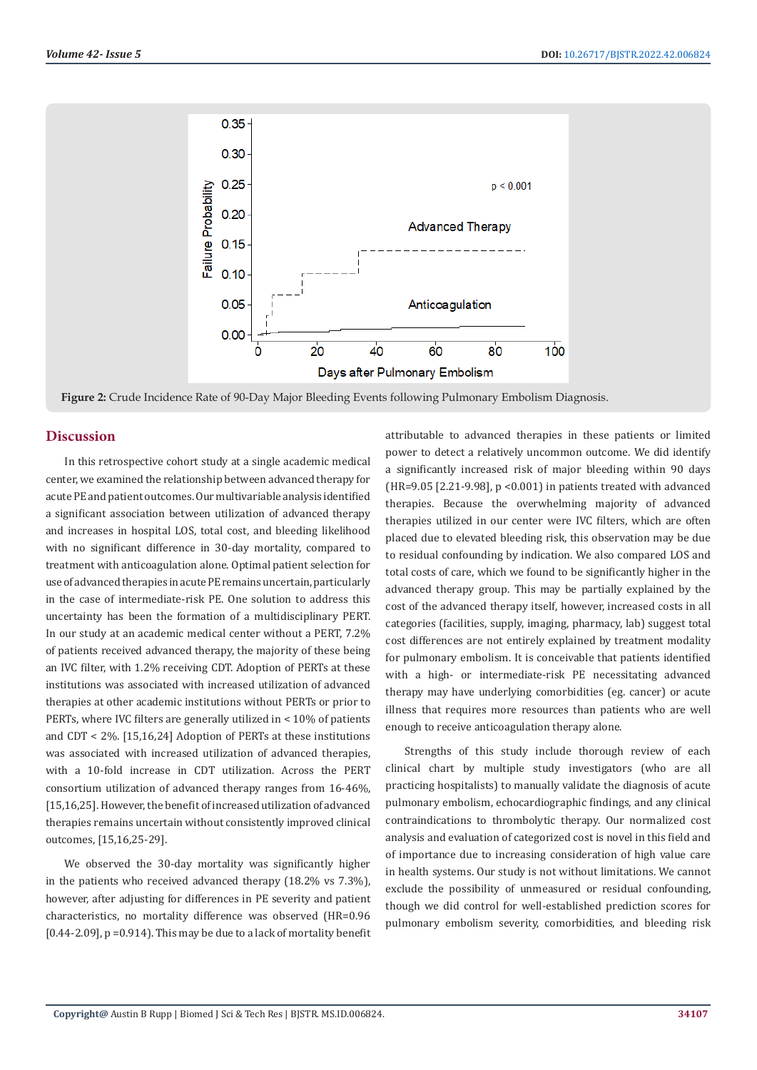**Figure 2:** Crude Incidence Rate of 90-Day Major Bleeding Events following Pulmonary Embolism Diagnosis.

## Discussion

In this retrospective cohort study at a single academic medical center, we examined the relationship between advanced therapy for acute PE and patient outcomes. Our multivariable analysis identified a significant association between utilization of advanced therapy and increases in hospital LOS, total cost, and bleeding likelihood with no significant difference in 30-day mortality, compared to treatment with anticoagulation alone. Optimal patient selection for use of advanced therapies in acute PE remains uncertain, particularly in the case of intermediate-risk PE. One solution to address this uncertainty has been the formation of a multidisciplinary PERT. In our study at an academic medical center without a PERT, 7.2% of patients received advanced therapy, the majority of these being an IVC filter, with 1.2% receiving CDT. Adoption of PERTs at these institutions was associated with increased utilization of advanced therapies at other academic institutions without PERTs or prior to PERTs, where IVC filters are generally utilized in < 10% of patients and CDT < 2%. [15,16,24] Adoption of PERTs at these institutions was associated with increased utilization of advanced therapies, with a 10-fold increase in CDT utilization. Across the PERT consortium utilization of advanced therapy ranges from 16-46%, [15,16,25]. However, the benefit of increased utilization of advanced therapies remains uncertain without consistently improved clinical outcomes, [15,16,25-29].

We observed the 30-day mortality was significantly higher in the patients who received advanced therapy (18.2% vs 7.3%), however, after adjusting for differences in PE severity and patient characteristics, no mortality difference was observed (HR=0.96 [0.44-2.09], p =0.914). This may be due to a lack of mortality benefit attributable to advanced therapies in these patients or limited power to detect a relatively uncommon outcome. We did identify a significantly increased risk of major bleeding within 90 days (HR=9.05 [2.21-9.98], p <0.001) in patients treated with advanced therapies. Because the overwhelming majority of advanced therapies utilized in our center were IVC filters, which are often placed due to elevated bleeding risk, this observation may be due to residual confounding by indication. We also compared LOS and total costs of care, which we found to be significantly higher in the advanced therapy group. This may be partially explained by the cost of the advanced therapy itself, however, increased costs in all categories (facilities, supply, imaging, pharmacy, lab) suggest total cost differences are not entirely explained by treatment modality for pulmonary embolism. It is conceivable that patients identified with a high- or intermediate-risk PE necessitating advanced therapy may have underlying comorbidities (eg. cancer) or acute illness that requires more resources than patients who are well enough to receive anticoagulation therapy alone.

Strengths of this study include thorough review of each clinical chart by multiple study investigators (who are all practicing hospitalists) to manually validate the diagnosis of acute pulmonary embolism, echocardiographic findings, and any clinical contraindications to thrombolytic therapy. Our normalized cost analysis and evaluation of categorized cost is novel in this field and of importance due to increasing consideration of high value care in health systems. Our study is not without limitations. We cannot exclude the possibility of unmeasured or residual confounding, though we did control for well-established prediction scores for pulmonary embolism severity, comorbidities, and bleeding risk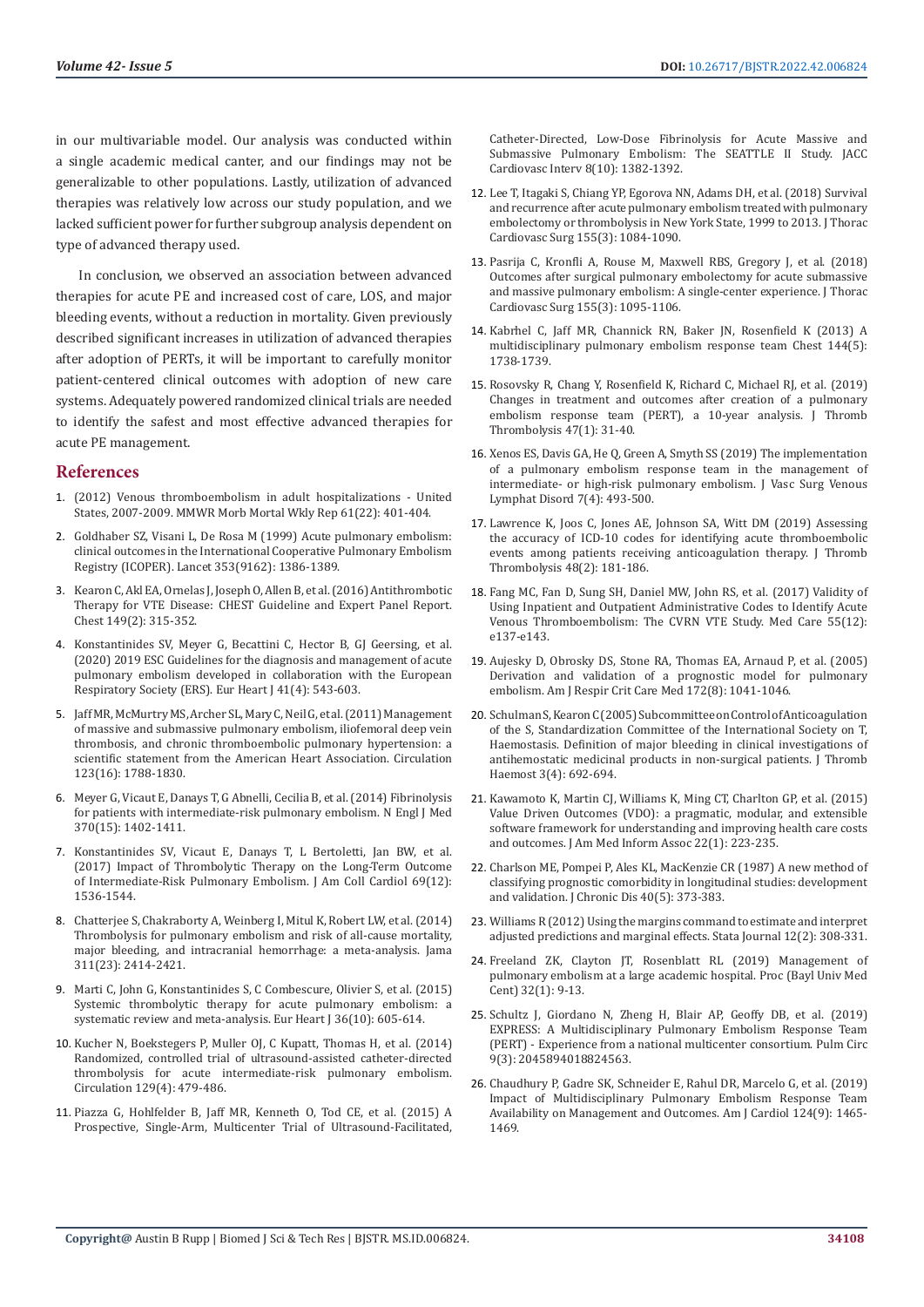in our multivariable model. Our analysis was conducted within a single academic medical canter, and our findings may not be generalizable to other populations. Lastly, utilization of advanced therapies was relatively low across our study population, and we lacked sufficient power for further subgroup analysis dependent on type of advanced therapy used.

In conclusion, we observed an association between advanced therapies for acute PE and increased cost of care, LOS, and major bleeding events, without a reduction in mortality. Given previously described significant increases in utilization of advanced therapies after adoption of PERTs, it will be important to carefully monitor patient-centered clinical outcomes with adoption of new care systems. Adequately powered randomized clinical trials are needed to identify the safest and most effective advanced therapies for acute PE management.

## References

1. (2012) Venous thromboembolism in adult hospitalizations - United States, 2007-2009. MMWR Morb Mortal Wkly Rep 61(22): 401-404.
2. Goldhaber SZ, Visani L, De Rosa M (1999) Acute pulmonary embolism: clinical outcomes in the International Cooperative Pulmonary Embolism Registry (ICOPER). Lancet 353(9162): 1386-1389.
3. Kearon C, Akl EA, Ornelas J, Joseph O, Allen B, et al. (2016) Antithrombotic Therapy for VTE Disease: CHEST Guideline and Expert Panel Report. Chest 149(2): 315-352.
4. Konstantinides SV, Meyer G, Becattini C, Hector B, GJ Geersing, et al. (2020) 2019 ESC Guidelines for the diagnosis and management of acute pulmonary embolism developed in collaboration with the European Respiratory Society (ERS). Eur Heart J 41(4): 543-603.
5. Jaff MR, McMurtry MS, Archer SL, Mary C, Neil G, et al. (2011) Management of massive and submassive pulmonary embolism, iliofemoral deep vein thrombosis, and chronic thromboembolic pulmonary hypertension: a scientific statement from the American Heart Association. Circulation 123(16): 1788-1830.
6. Meyer G, Vicaut E, Danays T, G Abnelli, Cecilia B, et al. (2014) Fibrinolysis for patients with intermediate-risk pulmonary embolism. N Engl J Med 370(15): 1402-1411.
7. Konstantinides SV, Vicaut E, Danays T, L Bertoletti, Jan BW, et al. (2017) Impact of Thrombolytic Therapy on the Long-Term Outcome of Intermediate-Risk Pulmonary Embolism. J Am Coll Cardiol 69(12): 1536-1544.
8. Chatterjee S, Chakraborty A, Weinberg I, Mitul K, Robert LW, et al. (2014) Thrombolysis for pulmonary embolism and risk of all-cause mortality, major bleeding, and intracranial hemorrhage: a meta-analysis. Jama 311(23): 2414-2421.
9. Marti C, John G, Konstantinides S, C Combescure, Olivier S, et al. (2015) Systemic thrombolytic therapy for acute pulmonary embolism: a systematic review and meta-analysis. Eur Heart J 36(10): 605-614.
10. Kucher N, Boekstegers P, Muller OJ, C Kupatt, Thomas H, et al. (2014) Randomized, controlled trial of ultrasound-assisted catheter-directed thrombolysis for acute intermediate-risk pulmonary embolism. Circulation 129(4): 479-486.
11. Piazza G, Hohlfelder B, Jaff MR, Kenneth O, Tod CE, et al. (2015) A Prospective, Single-Arm, Multicenter Trial of Ultrasound-Facilitated, Catheter-Directed, Low-Dose Fibrinolysis for Acute Massive and Submassive Pulmonary Embolism: The SEATTLE II Study. JACC Cardiovasc Interv 8(10): 1382-1392.
12. Lee T, Itagaki S, Chiang YP, Egorova NN, Adams DH, et al. (2018) Survival and recurrence after acute pulmonary embolism treated with pulmonary embolectomy or thrombolysis in New York State, 1999 to 2013. J Thorac Cardiovasc Surg 155(3): 1084-1090.
13. Pasrija C, Kronfli A, Rouse M, Maxwell RBS, Gregory J, et al. (2018) Outcomes after surgical pulmonary embolectomy for acute submassive and massive pulmonary embolism: A single-center experience. J Thorac Cardiovasc Surg 155(3): 1095-1106.
14. Kabrhel C, Jaff MR, Channick RN, Baker JN, Rosenfield K (2013) A multidisciplinary pulmonary embolism response team Chest 144(5): 1738-1739.
15. Rosovsky R, Chang Y, Rosenfield K, Richard C, Michael RJ, et al. (2019) Changes in treatment and outcomes after creation of a pulmonary embolism response team (PERT), a 10-year analysis. J Thromb Thrombolysis 47(1): 31-40.
16. Xenos ES, Davis GA, He Q, Green A, Smyth SS (2019) The implementation of a pulmonary embolism response team in the management of intermediate- or high-risk pulmonary embolism. J Vasc Surg Venous Lymphat Disord 7(4): 493-500.
17. Lawrence K, Joos C, Jones AE, Johnson SA, Witt DM (2019) Assessing the accuracy of ICD-10 codes for identifying acute thromboembolic events among patients receiving anticoagulation therapy. J Thromb Thrombolysis 48(2): 181-186.
18. Fang MC, Fan D, Sung SH, Daniel MW, John RS, et al. (2017) Validity of Using Inpatient and Outpatient Administrative Codes to Identify Acute Venous Thromboembolism: The CVRN VTE Study. Med Care 55(12): e137-e143.
19. Aujesky D, Obrosky DS, Stone RA, Thomas EA, Arnaud P, et al. (2005) Derivation and validation of a prognostic model for pulmonary embolism. Am J Respir Crit Care Med 172(8): 1041-1046.
20. Schulman S, Kearon C (2005) Subcommittee on Control of Anticoagulation of the S, Standardization Committee of the International Society on T, Haemostasis. Definition of major bleeding in clinical investigations of antihemostatic medicinal products in non-surgical patients. J Thromb Haemost 3(4): 692-694.
21. Kawamoto K, Martin CJ, Williams K, Ming CT, Charlton GP, et al. (2015) Value Driven Outcomes (VDO): a pragmatic, modular, and extensible software framework for understanding and improving health care costs and outcomes. J Am Med Inform Assoc 22(1): 223-235.
22. Charlson ME, Pompei P, Ales KL, MacKenzie CR (1987) A new method of classifying prognostic comorbidity in longitudinal studies: development and validation. J Chronic Dis 40(5): 373-383.
23. Williams R (2012) Using the margins command to estimate and interpret adjusted predictions and marginal effects. Stata Journal 12(2): 308-331.
24. Freeland ZK, Clayton JT, Rosenblatt RL (2019) Management of pulmonary embolism at a large academic hospital. Proc (Bayl Univ Med Cent) 32(1): 9-13.
25. Schultz J, Giordano N, Zheng H, Blair AP, Geoffy DB, et al. (2019) EXPRESS: A Multidisciplinary Pulmonary Embolism Response Team (PERT) - Experience from a national multicenter consortium. Pulm Circ 9(3): 2045894018824563.
26. Chaudhury P, Gadre SK, Schneider E, Rahul DR, Marcelo G, et al. (2019) Impact of Multidisciplinary Pulmonary Embolism Response Team Availability on Management and Outcomes. Am J Cardiol 124(9): 1465-1469.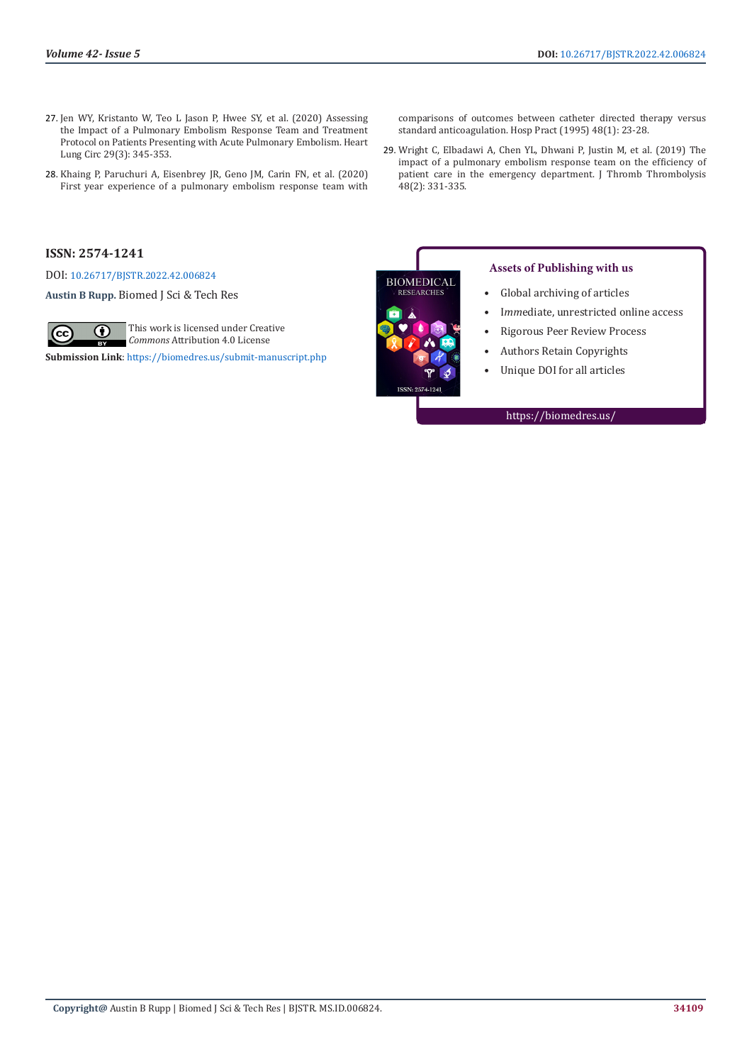27. Jen WY, Kristanto W, Teo L Jason P, Hwee SY, et al. (2020) Assessing the Impact of a Pulmonary Embolism Response Team and Treatment Protocol on Patients Presenting with Acute Pulmonary Embolism. Heart Lung Circ 29(3): 345-353.
28. Khaing P, Paruchuri A, Eisenbrey JR, Geno JM, Carin FN, et al. (2020) First year experience of a pulmonary embolism response team with comparisons of outcomes between catheter directed therapy versus standard anticoagulation. Hosp Pract (1995) 48(1): 23-28.
29. Wright C, Elbadawi A, Chen YL, Dhwani P, Justin M, et al. (2019) The impact of a pulmonary embolism response team on the efficiency of patient care in the emergency department. J Thromb Thrombolysis 48(2): 331-335.

**ISSN: 2574-1241**

DOI: 10.26717/BJSTR.2022.42.006824

**Austin B Rupp.** Biomed J Sci & Tech Res

This work is licensed under Creative *Commons* Attribution 4.0 License

**Submission Link**: https://biomedres.us/submit-manuscript.php

BIOMEDICAL RESEARCHES

ISSN: 2574-1241

**Assets of Publishing with us**

- Global archiving of articles
- Immediate, unrestricted online access
- Rigorous Peer Review Process
- Authors Retain Copyrights
- Unique DOI for all articles

https://biomedres.us/